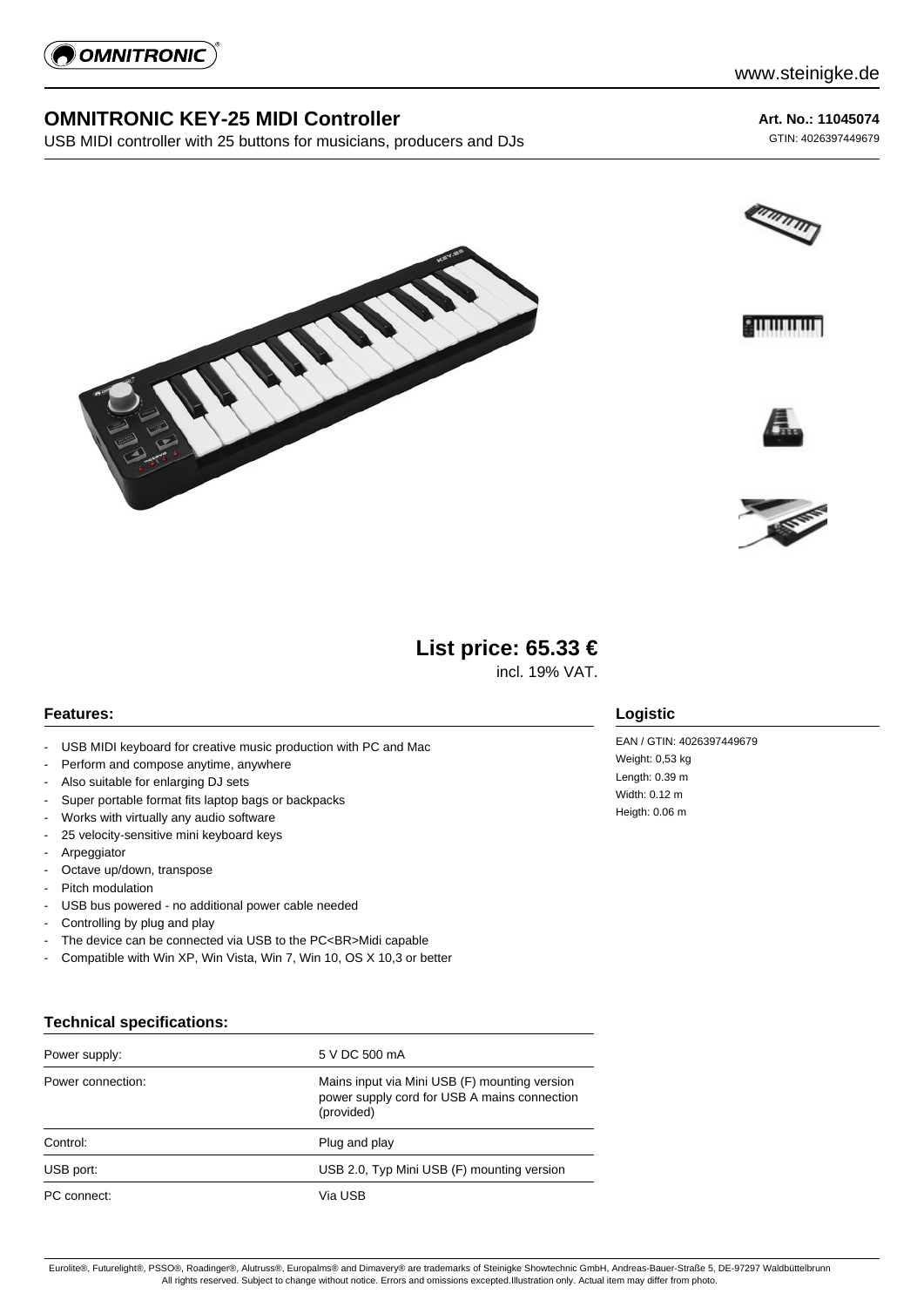# OMNITRONIC KEY-25 MIDI Controller

USB MIDI controller with 25 buttons for musicians, producers and DJs

**Art. No.: 11045074**

GTIN: 4026397449679

## List price: 65.33 €

incl. 19% VAT.

### Features:

- USB MIDI keyboard for creative music production with PC and Mac
- Perform and compose anytime, anywhere
- Also suitable for enlarging DJ sets
- Super portable format fits laptop bags or backpacks
- Works with virtually any audio software
- 25 velocity-sensitive mini keyboard keys
- Arpeggiator
- Octave up/down, transpose
- Pitch modulation
- USB bus powered - no additional power cable needed
- Controlling by plug and play
- The device can be connected via USB to the PC<BR>Midi capable
- Compatible with Win XP, Win Vista, Win 7, Win 10, OS X 10,3 or better

### Logistic

EAN / GTIN: 4026397449679

Weight: 0,53 kg

Length: 0.39 m

Width: 0.12 m

Heigth: 0.06 m

### Technical specifications:

| | |
|---|---|
| Power supply: | 5 V DC 500 mA |
| Power connection: | Mains input via Mini USB (F) mounting version power supply cord for USB A mains connection (provided) |
| Control: | Plug and play |
| USB port: | USB 2.0, Typ Mini USB (F) mounting version |
| PC connect: | Via USB |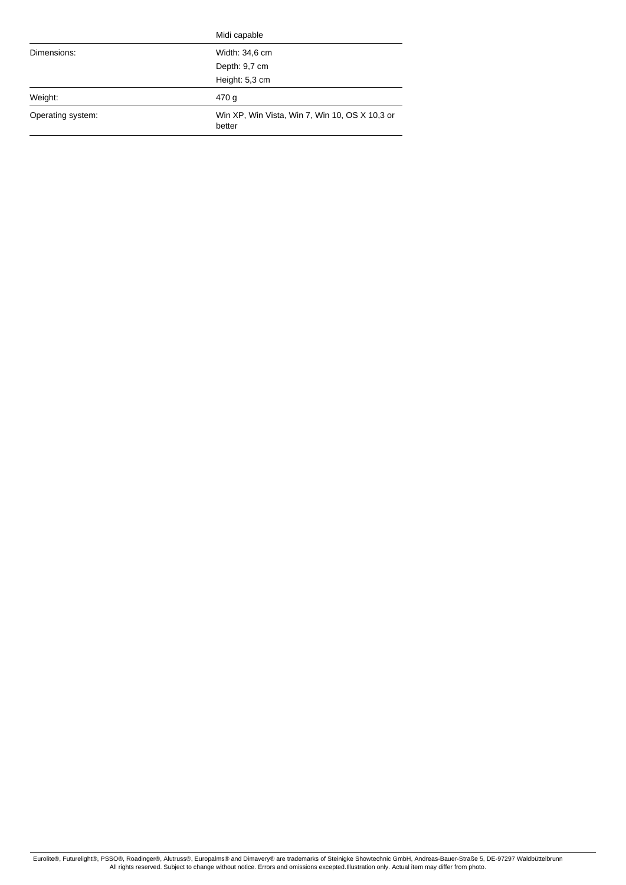| | |
|---|---|
| | Midi capable |
| Dimensions: | Width: 34,6 cm<br>Depth: 9,7 cm<br>Height: 5,3 cm |
| Weight: | 470 g |
| Operating system: | Win XP, Win Vista, Win 7, Win 10, OS X 10,3 or better |

Eurolite®, Futurelight®, PSSO®, Roadinger®, Alutruss®, Europalms® and Dimavery® are trademarks of Steinigke Showtechnic GmbH, Andreas-Bauer-Straße 5, DE-97297 Waldbüttelbrunn
All rights reserved. Subject to change without notice. Errors and omissions excepted.Illustration only. Actual item may differ from photo.